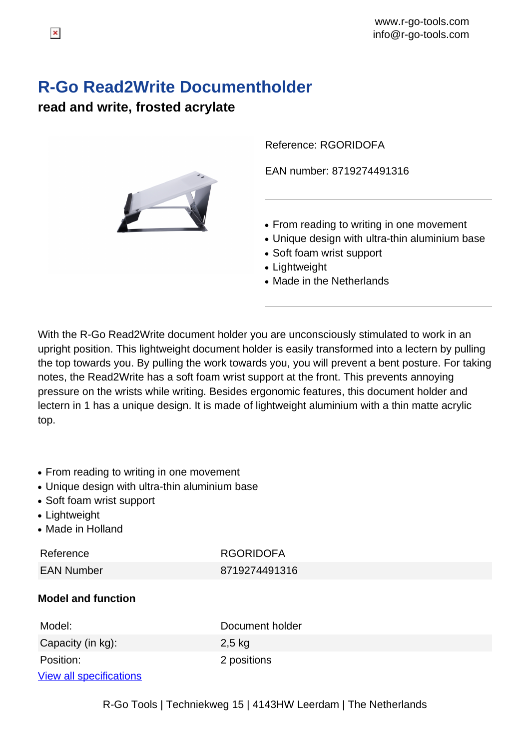www.r-go-tools.com
info@r-go-tools.com

# R-Go Read2Write Documentholder

## read and write, frosted acrylate

Reference: RGORIDOFA

EAN number: 8719274491316

- From reading to writing in one movement
- Unique design with ultra-thin aluminium base
- Soft foam wrist support
- Lightweight
- Made in the Netherlands

With the R-Go Read2Write document holder you are unconsciously stimulated to work in an upright position. This lightweight document holder is easily transformed into a lectern by pulling the top towards you. By pulling the work towards you, you will prevent a bent posture. For taking notes, the Read2Write has a soft foam wrist support at the front. This prevents annoying pressure on the wrists while writing. Besides ergonomic features, this document holder and lectern in 1 has a unique design. It is made of lightweight aluminium with a thin matte acrylic top.

- From reading to writing in one movement
- Unique design with ultra-thin aluminium base
- Soft foam wrist support
- Lightweight
- Made in Holland

| | |
|---|---|
| Reference | RGORIDOFA |
| EAN Number | 8719274491316 |

**Model and function**

| | |
|---|---|
| Model: | Document holder |
| Capacity (in kg): | 2,5 kg |
| Position: | 2 positions |

[View all specifications]

R-Go Tools | Techniekweg 15 | 4143HW Leerdam | The Netherlands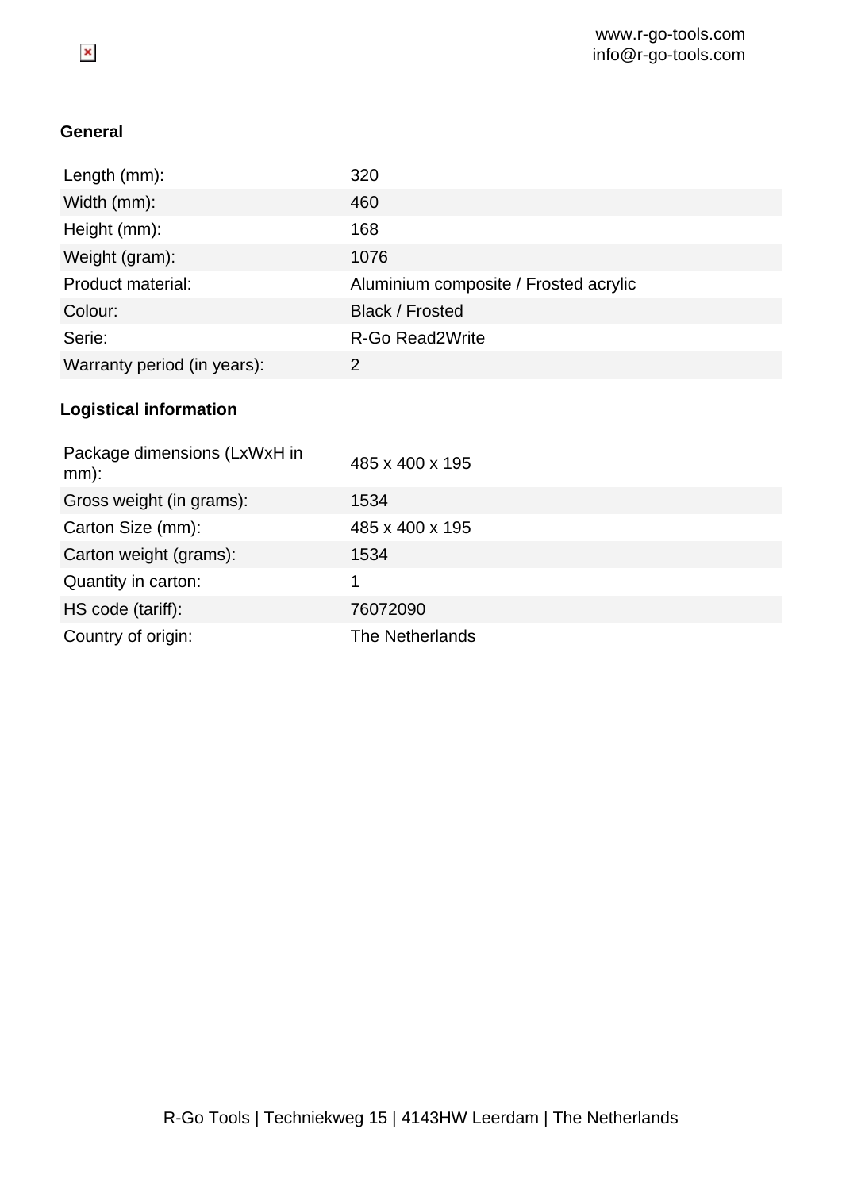### General

| | |
|---|---|
| Length (mm): | 320 |
| Width (mm): | 460 |
| Height (mm): | 168 |
| Weight (gram): | 1076 |
| Product material: | Aluminium composite / Frosted acrylic |
| Colour: | Black / Frosted |
| Serie: | R-Go Read2Write |
| Warranty period (in years): | 2 |

### Logistical information

| | |
|---|---|
| Package dimensions (LxWxH in mm): | 485 x 400 x 195 |
| Gross weight (in grams): | 1534 |
| Carton Size (mm): | 485 x 400 x 195 |
| Carton weight (grams): | 1534 |
| Quantity in carton: | 1 |
| HS code (tariff): | 76072090 |
| Country of origin: | The Netherlands |